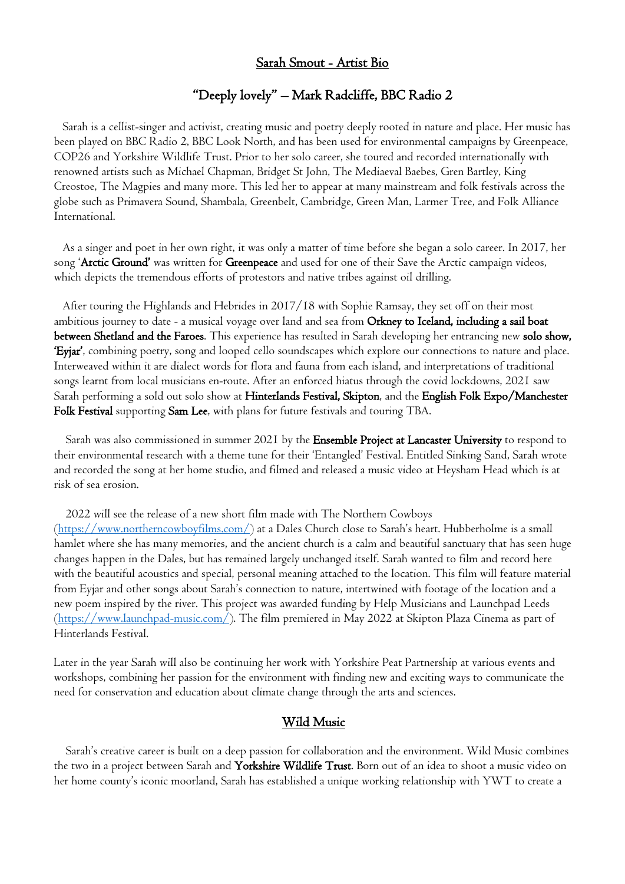# Sarah Smout - Artist Bio

## "Deeply lovely" – Mark Radcliffe, BBC Radio 2

Sarah is a cellist-singer and activist, creating music and poetry deeply rooted in nature and place. Her music has been played on BBC Radio 2, BBC Look North, and has been used for environmental campaigns by Greenpeace, COP26 and Yorkshire Wildlife Trust. Prior to her solo career, she toured and recorded internationally with renowned artists such as Michael Chapman, Bridget St John, The Mediaeval Baebes, Gren Bartley, King Creostoe, The Magpies and many more. This led her to appear at many mainstream and folk festivals across the globe such as Primavera Sound, Shambala, Greenbelt, Cambridge, Green Man, Larmer Tree, and Folk Alliance International.

As a singer and poet in her own right, it was only a matter of time before she began a solo career. In 2017, her song '**Arctic Ground'** was written for **Greenpeace** and used for one of their Save the Arctic campaign videos, which depicts the tremendous efforts of protestors and native tribes against oil drilling.

After touring the Highlands and Hebrides in 2017/18 with Sophie Ramsay, they set off on their most ambitious journey to date - a musical voyage over land and sea from **Orkney to Iceland, including a sail boat between Shetland and the Faroes**. This experience has resulted in Sarah developing her entrancing new **solo show, 'Eyjar'**, combining poetry, song and looped cello soundscapes which explore our connections to nature and place. Interweaved within it are dialect words for flora and fauna from each island, and interpretations of traditional songs learnt from local musicians en-route. After an enforced hiatus through the covid lockdowns, 2021 saw Sarah performing a sold out solo show at **Hinterlands Festival, Skipton**, and the **English Folk Expo/Manchester Folk Festival** supporting **Sam Lee**, with plans for future festivals and touring TBA.

Sarah was also commissioned in summer 2021 by the **Ensemble Project at Lancaster University** to respond to their environmental research with a theme tune for their 'Entangled' Festival. Entitled Sinking Sand, Sarah wrote and recorded the song at her home studio, and filmed and released a music video at Heysham Head which is at risk of sea erosion.

2022 will see the release of a new short film made with The Northern Cowboys (https://www.northerncowboyfilms.com/) at a Dales Church close to Sarah's heart. Hubberholme is a small hamlet where she has many memories, and the ancient church is a calm and beautiful sanctuary that has seen huge changes happen in the Dales, but has remained largely unchanged itself. Sarah wanted to film and record here with the beautiful acoustics and special, personal meaning attached to the location. This film will feature material from Eyjar and other songs about Sarah's connection to nature, intertwined with footage of the location and a new poem inspired by the river. This project was awarded funding by Help Musicians and Launchpad Leeds (https://www.launchpad-music.com/). The film premiered in May 2022 at Skipton Plaza Cinema as part of Hinterlands Festival.

Later in the year Sarah will also be continuing her work with Yorkshire Peat Partnership at various events and workshops, combining her passion for the environment with finding new and exciting ways to communicate the need for conservation and education about climate change through the arts and sciences.

## Wild Music

Sarah's creative career is built on a deep passion for collaboration and the environment. Wild Music combines the two in a project between Sarah and **Yorkshire Wildlife Trust**. Born out of an idea to shoot a music video on her home county's iconic moorland, Sarah has established a unique working relationship with YWT to create a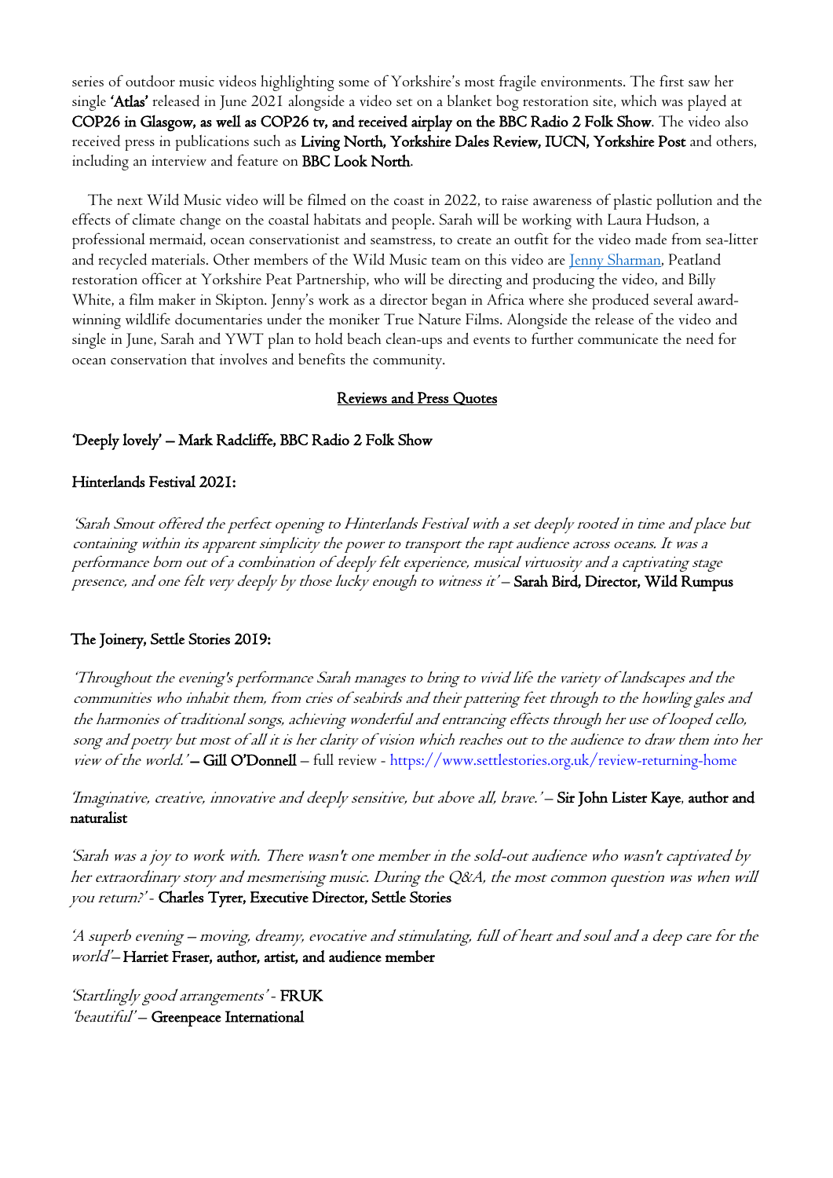series of outdoor music videos highlighting some of Yorkshire's most fragile environments. The first saw her single **'Atlas'** released in June 2021 alongside a video set on a blanket bog restoration site, which was played at **COP26 in Glasgow, as well as COP26 tv, and received airplay on the BBC Radio 2 Folk Show**. The video also received press in publications such as **Living North, Yorkshire Dales Review, IUCN, Yorkshire Post** and others, including an interview and feature on **BBC Look North**.

The next Wild Music video will be filmed on the coast in 2022, to raise awareness of plastic pollution and the effects of climate change on the coastal habitats and people. Sarah will be working with Laura Hudson, a professional mermaid, ocean conservationist and seamstress, to create an outfit for the video made from sea-litter and recycled materials. Other members of the Wild Music team on this video are [Jenny Sharman](), Peatland restoration officer at Yorkshire Peat Partnership, who will be directing and producing the video, and Billy White, a film maker in Skipton. Jenny's work as a director began in Africa where she produced several award-winning wildlife documentaries under the moniker True Nature Films. Alongside the release of the video and single in June, Sarah and YWT plan to hold beach clean-ups and events to further communicate the need for ocean conservation that involves and benefits the community.

## Reviews and Press Quotes

**'Deeply lovely' – Mark Radcliffe, BBC Radio 2 Folk Show**

**Hinterlands Festival 2021:**

*'Sarah Smout offered the perfect opening to Hinterlands Festival with a set deeply rooted in time and place but containing within its apparent simplicity the power to transport the rapt audience across oceans. It was a performance born out of a combination of deeply felt experience, musical virtuosity and a captivating stage presence, and one felt very deeply by those lucky enough to witness it'* – **Sarah Bird, Director, Wild Rumpus**

**The Joinery, Settle Stories 2019:**

*'Throughout the evening's performance Sarah manages to bring to vivid life the variety of landscapes and the communities who inhabit them, from cries of seabirds and their pattering feet through to the howling gales and the harmonies of traditional songs, achieving wonderful and entrancing effects through her use of looped cello, song and poetry but most of all it is her clarity of vision which reaches out to the audience to draw them into her view of the world.'* – **Gill O'Donnell** – full review - https://www.settlestories.org.uk/review-returning-home

*'Imaginative, creative, innovative and deeply sensitive, but above all, brave.'* – **Sir John Lister Kaye, author and naturalist**

*'Sarah was a joy to work with. There wasn't one member in the sold-out audience who wasn't captivated by her extraordinary story and mesmerising music. During the Q&A, the most common question was when will you return?'* - **Charles Tyrer, Executive Director, Settle Stories**

*'A superb evening – moving, dreamy, evocative and stimulating, full of heart and soul and a deep care for the world'* – **Harriet Fraser, author, artist, and audience member**

*'Startlingly good arrangements'* - **FRUK**
*'beautiful'* – **Greenpeace International**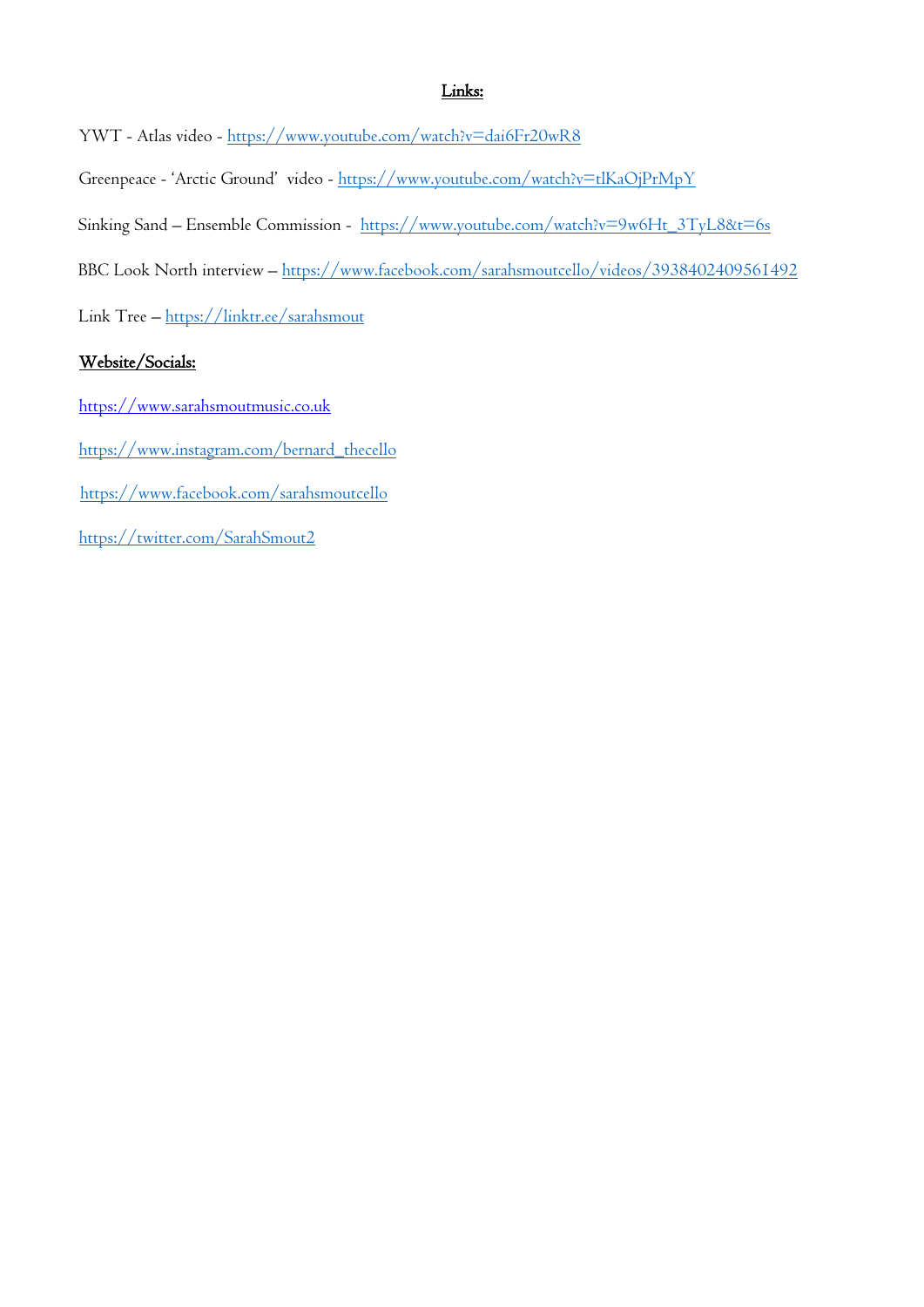## Links:

YWT - Atlas video - https://www.youtube.com/watch?v=dai6Fr20wR8

Greenpeace - 'Arctic Ground' video - https://www.youtube.com/watch?v=tlKaOjPrMpY

Sinking Sand – Ensemble Commission - https://www.youtube.com/watch?v=9w6Ht_3TyL8&t=6s

BBC Look North interview – https://www.facebook.com/sarahsmoutcello/videos/3938402409561492

Link Tree – https://linktr.ee/sarahsmout

## Website/Socials:

https://www.sarahsmoutmusic.co.uk

https://www.instagram.com/bernard_thecello

https://www.facebook.com/sarahsmoutcello

https://twitter.com/SarahSmout2